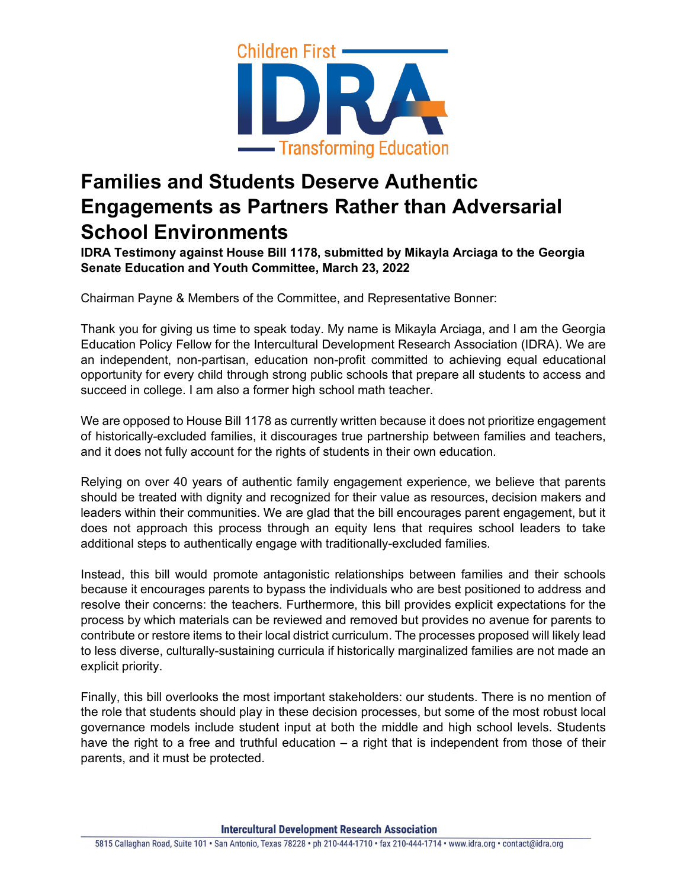# Families and Students Deserve Authentic Engagements as Partners Rather than Adversarial School Environments

**IDRA Testimony against House Bill 1178, submitted by Mikayla Arciaga to the Georgia Senate Education and Youth Committee, March 23, 2022**

Chairman Payne & Members of the Committee, and Representative Bonner:

Thank you for giving us time to speak today. My name is Mikayla Arciaga, and I am the Georgia Education Policy Fellow for the Intercultural Development Research Association (IDRA). We are an independent, non-partisan, education non-profit committed to achieving equal educational opportunity for every child through strong public schools that prepare all students to access and succeed in college. I am also a former high school math teacher.

We are opposed to House Bill 1178 as currently written because it does not prioritize engagement of historically-excluded families, it discourages true partnership between families and teachers, and it does not fully account for the rights of students in their own education.

Relying on over 40 years of authentic family engagement experience, we believe that parents should be treated with dignity and recognized for their value as resources, decision makers and leaders within their communities. We are glad that the bill encourages parent engagement, but it does not approach this process through an equity lens that requires school leaders to take additional steps to authentically engage with traditionally-excluded families.

Instead, this bill would promote antagonistic relationships between families and their schools because it encourages parents to bypass the individuals who are best positioned to address and resolve their concerns: the teachers. Furthermore, this bill provides explicit expectations for the process by which materials can be reviewed and removed but provides no avenue for parents to contribute or restore items to their local district curriculum. The processes proposed will likely lead to less diverse, culturally-sustaining curricula if historically marginalized families are not made an explicit priority.

Finally, this bill overlooks the most important stakeholders: our students. There is no mention of the role that students should play in these decision processes, but some of the most robust local governance models include student input at both the middle and high school levels. Students have the right to a free and truthful education – a right that is independent from those of their parents, and it must be protected.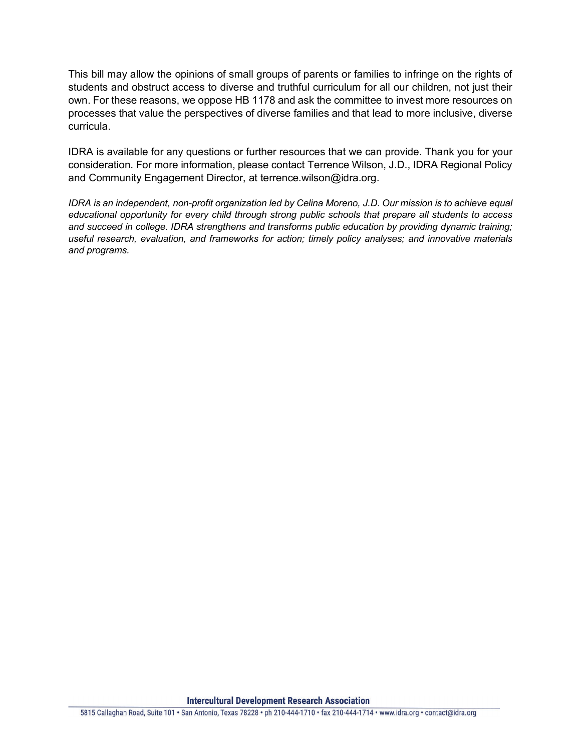This bill may allow the opinions of small groups of parents or families to infringe on the rights of students and obstruct access to diverse and truthful curriculum for all our children, not just their own. For these reasons, we oppose HB 1178 and ask the committee to invest more resources on processes that value the perspectives of diverse families and that lead to more inclusive, diverse curricula.

IDRA is available for any questions or further resources that we can provide. Thank you for your consideration. For more information, please contact Terrence Wilson, J.D., IDRA Regional Policy and Community Engagement Director, at terrence.wilson@idra.org.

*IDRA is an independent, non-profit organization led by Celina Moreno, J.D. Our mission is to achieve equal educational opportunity for every child through strong public schools that prepare all students to access and succeed in college. IDRA strengthens and transforms public education by providing dynamic training; useful research, evaluation, and frameworks for action; timely policy analyses; and innovative materials and programs.*